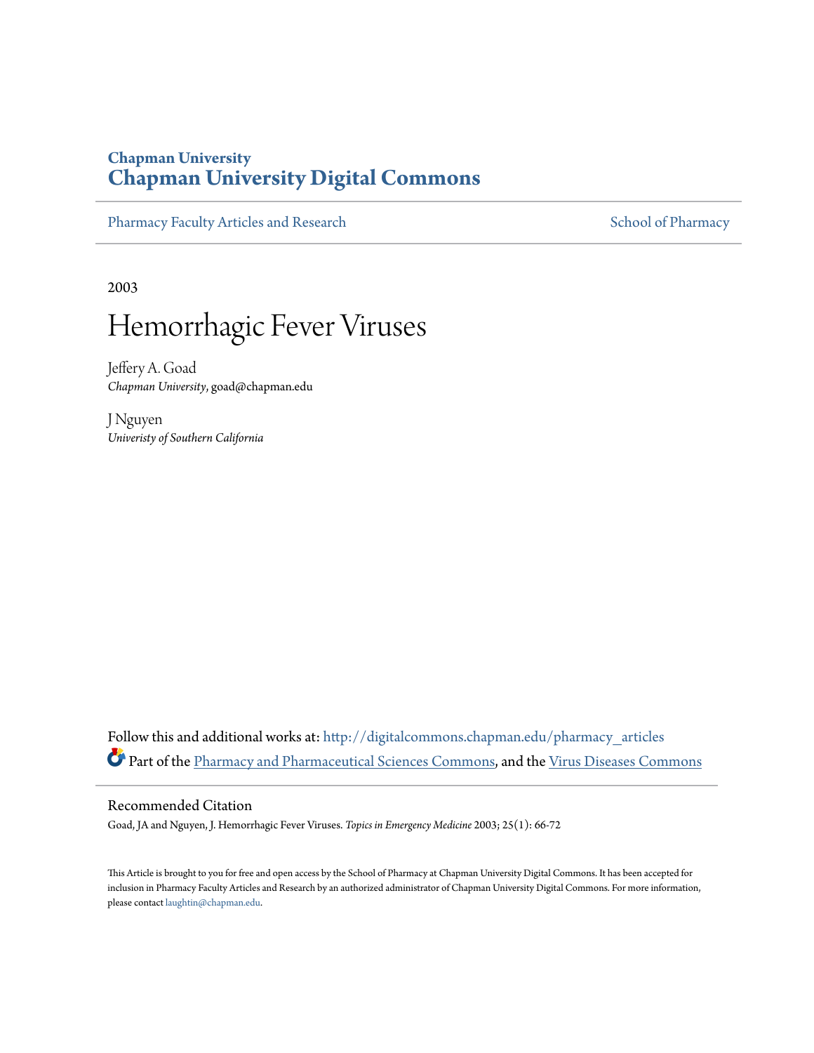Chapman University

# Chapman University Digital Commons

Pharmacy Faculty Articles and Research

School of Pharmacy

2003

# Hemorrhagic Fever Viruses

Jeffery A. Goad
*Chapman University*, goad@chapman.edu

J Nguyen
*Univeristy of Southern California*

Follow this and additional works at: http://digitalcommons.chapman.edu/pharmacy_articles

Part of the Pharmacy and Pharmaceutical Sciences Commons, and the Virus Diseases Commons

## Recommended Citation

Goad, JA and Nguyen, J. Hemorrhagic Fever Viruses. *Topics in Emergency Medicine* 2003; 25(1): 66-72

This Article is brought to you for free and open access by the School of Pharmacy at Chapman University Digital Commons. It has been accepted for inclusion in Pharmacy Faculty Articles and Research by an authorized administrator of Chapman University Digital Commons. For more information, please contact laughtin@chapman.edu.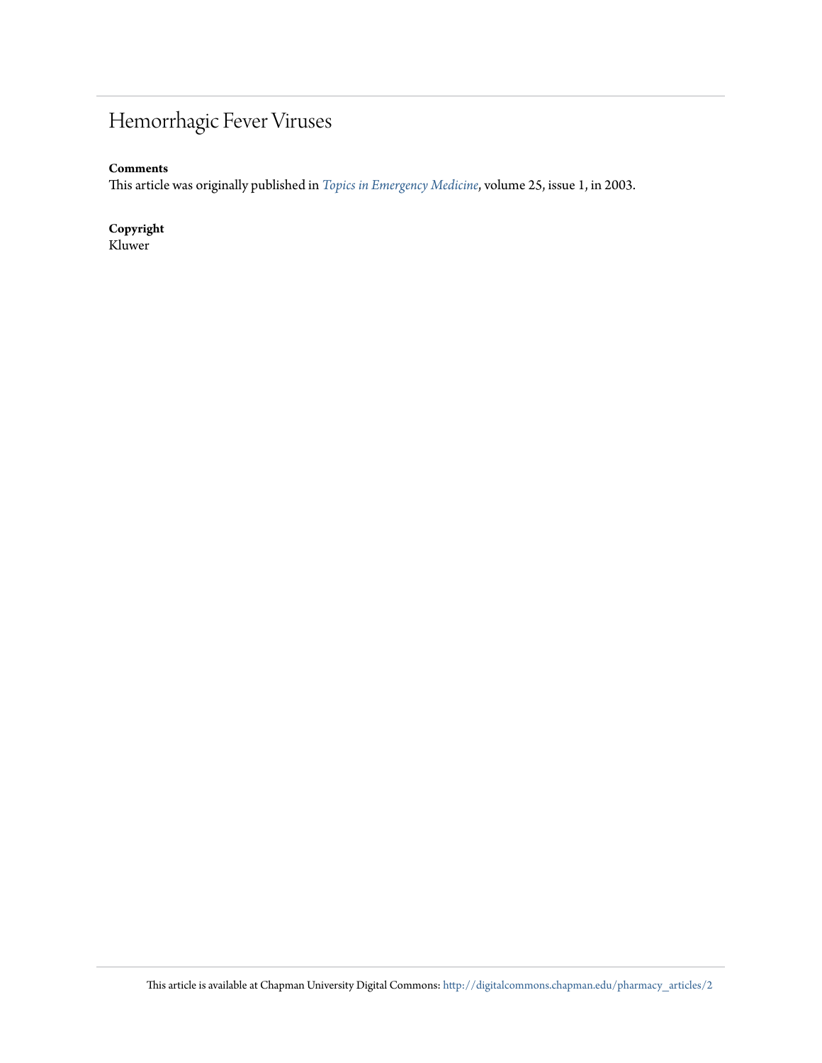# Hemorrhagic Fever Viruses

**Comments**

This article was originally published in *Topics in Emergency Medicine*, volume 25, issue 1, in 2003.

**Copyright**

Kluwer

This article is available at Chapman University Digital Commons: http://digitalcommons.chapman.edu/pharmacy_articles/2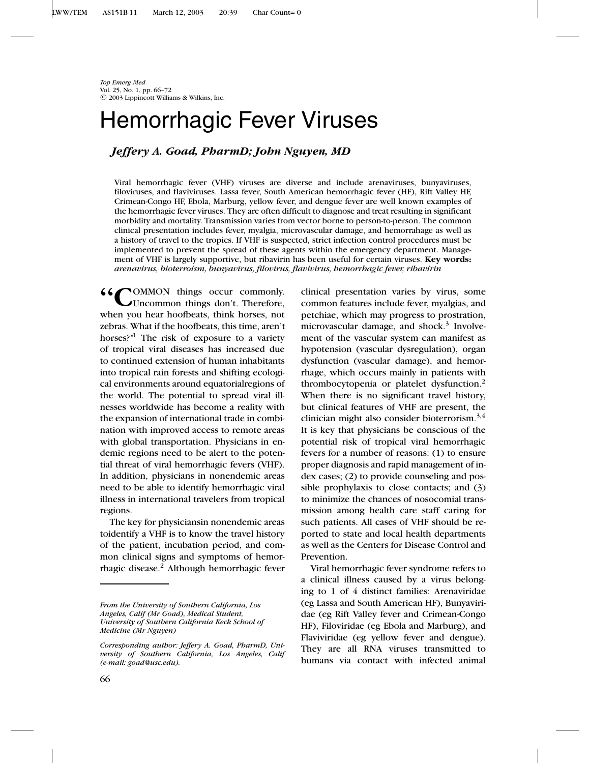# Hemorrhagic Fever Viruses

***Jeffery A. Goad, PharmD; John Nguyen, MD***

Viral hemorrhagic fever (VHF) viruses are diverse and include arenaviruses, bunyaviruses, filoviruses, and flaviviruses. Lassa fever, South American hemorrhagic fever (HF), Rift Valley HF, Crimean-Congo HF, Ebola, Marburg, yellow fever, and dengue fever are well known examples of the hemorrhagic fever viruses. They are often difficult to diagnose and treat resulting in significant morbidity and mortality. Transmission varies from vector borne to person-to-person. The common clinical presentation includes fever, myalgia, microvascular damage, and hemorrhage as well as a history of travel to the tropics. If VHF is suspected, strict infection control procedures must be implemented to prevent the spread of these agents within the emergency department. Management of VHF is largely supportive, but ribavirin has been useful for certain viruses. **Key words:** *arenavirus, bioterroism, bunyavirus, filovirus, flavivirus, hemorrhagic fever, ribavirin*

"COMMON things occur commonly. Uncommon things don't. Therefore, when you hear hoofbeats, think horses, not zebras. What if the hoofbeats, this time, aren't horses?"[1] The risk of exposure to a variety of tropical viral diseases has increased due to continued extension of human inhabitants into tropical rain forests and shifting ecological environments around equatorialregions of the world. The potential to spread viral illnesses worldwide has become a reality with the expansion of international trade in combination with improved access to remote areas with global transportation. Physicians in endemic regions need to be alert to the potential threat of viral hemorrhagic fevers (VHF). In addition, physicians in nonendemic areas need to be able to identify hemorrhagic viral illness in international travelers from tropical regions.

The key for physiciansin nonendemic areas toidentify a VHF is to know the travel history of the patient, incubation period, and common clinical signs and symptoms of hemorrhagic disease.[2] Although hemorrhagic fever clinical presentation varies by virus, some common features include fever, myalgias, and petchiae, which may progress to prostration, microvascular damage, and shock.[3] Involvement of the vascular system can manifest as hypotension (vascular dysregulation), organ dysfunction (vascular damage), and hemorrhage, which occurs mainly in patients with thrombocytopenia or platelet dysfunction.[2] When there is no significant travel history, but clinical features of VHF are present, the clinician might also consider bioterrorism.[3,4] It is key that physicians be conscious of the potential risk of tropical viral hemorrhagic fevers for a number of reasons: (1) to ensure proper diagnosis and rapid management of index cases; (2) to provide counseling and possible prophylaxis to close contacts; and (3) to minimize the chances of nosocomial transmission among health care staff caring for such patients. All cases of VHF should be reported to state and local health departments as well as the Centers for Disease Control and Prevention.

Viral hemorrhagic fever syndrome refers to a clinical illness caused by a virus belonging to 1 of 4 distinct families: Arenaviridae (eg Lassa and South American HF), Bunyaviridae (eg Rift Valley fever and Crimean-Congo HF), Filoviridae (eg Ebola and Marburg), and Flaviviridae (eg yellow fever and dengue). They are all RNA viruses transmitted to humans via contact with infected animal

*From the University of Southern California, Los Angeles, Calif (Mr Goad), Medical Student, University of Southern California Keck School of Medicine (Mr Nguyen)*

*Corresponding author: Jeffery A. Goad, PharmD, University of Southern California, Los Angeles, Calif (e-mail: goad@usc.edu).*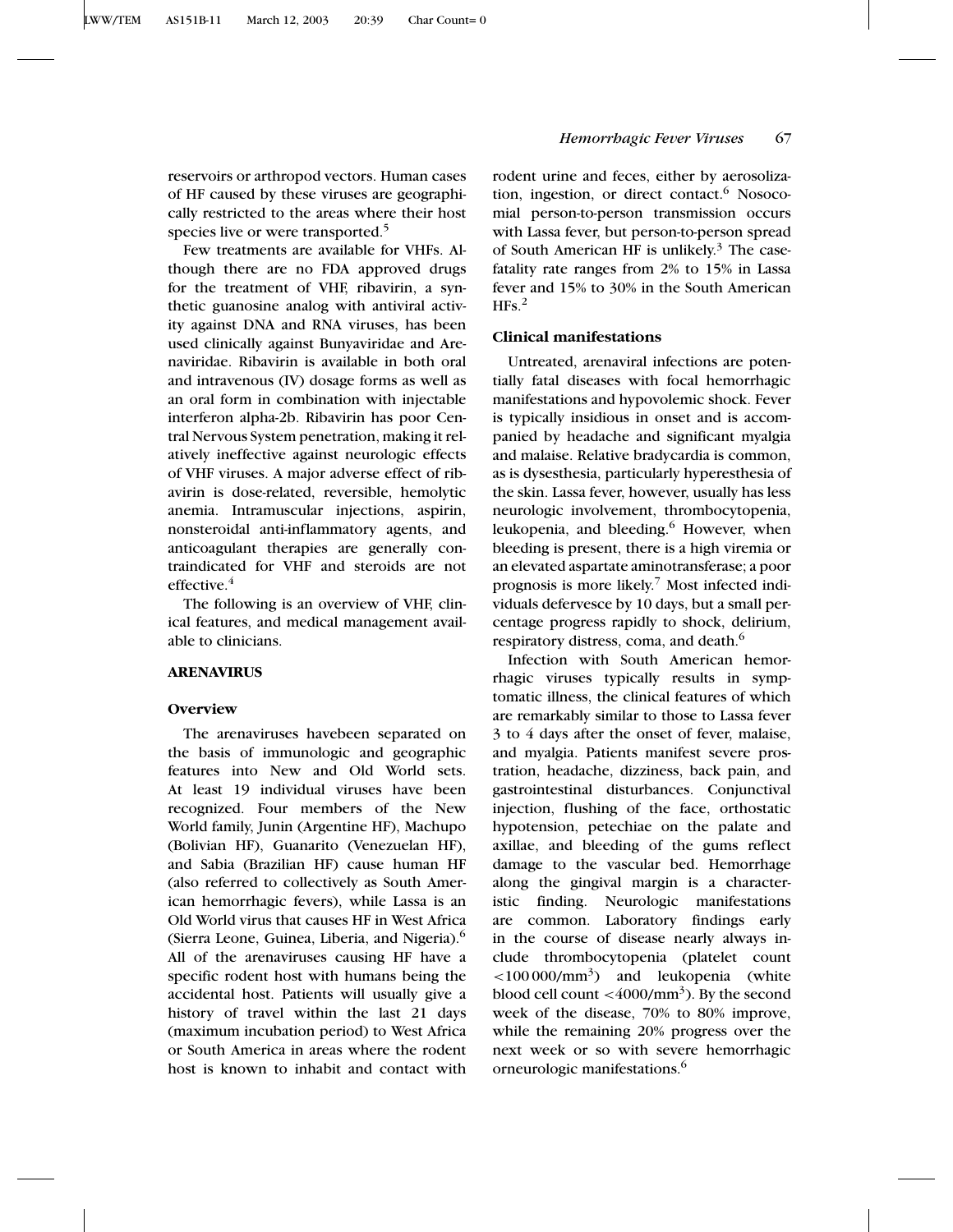reservoirs or arthropod vectors. Human cases of HF caused by these viruses are geographically restricted to the areas where their host species live or were transported.[5]

Few treatments are available for VHFs. Although there are no FDA approved drugs for the treatment of VHF, ribavirin, a synthetic guanosine analog with antiviral activity against DNA and RNA viruses, has been used clinically against Bunyaviridae and Arenaviridae. Ribavirin is available in both oral and intravenous (IV) dosage forms as well as an oral form in combination with injectable interferon alpha-2b. Ribavirin has poor Central Nervous System penetration, making it relatively ineffective against neurologic effects of VHF viruses. A major adverse effect of ribavirin is dose-related, reversible, hemolytic anemia. Intramuscular injections, aspirin, nonsteroidal anti-inflammatory agents, and anticoagulant therapies are generally contraindicated for VHF and steroids are not effective.[4]

The following is an overview of VHF, clinical features, and medical management available to clinicians.

## ARENAVIRUS

### Overview

The arenaviruses havebeen separated on the basis of immunologic and geographic features into New and Old World sets. At least 19 individual viruses have been recognized. Four members of the New World family, Junin (Argentine HF), Machupo (Bolivian HF), Guanarito (Venezuelan HF), and Sabia (Brazilian HF) cause human HF (also referred to collectively as South American hemorrhagic fevers), while Lassa is an Old World virus that causes HF in West Africa (Sierra Leone, Guinea, Liberia, and Nigeria).[6] All of the arenaviruses causing HF have a specific rodent host with humans being the accidental host. Patients will usually give a history of travel within the last 21 days (maximum incubation period) to West Africa or South America in areas where the rodent host is known to inhabit and contact with rodent urine and feces, either by aerosolization, ingestion, or direct contact.[6] Nosocomial person-to-person transmission occurs with Lassa fever, but person-to-person spread of South American HF is unlikely.[3] The case-fatality rate ranges from 2% to 15% in Lassa fever and 15% to 30% in the South American HFs.[2]

### Clinical manifestations

Untreated, arenaviral infections are potentially fatal diseases with focal hemorrhagic manifestations and hypovolemic shock. Fever is typically insidious in onset and is accompanied by headache and significant myalgia and malaise. Relative bradycardia is common, as is dysesthesia, particularly hyperesthesia of the skin. Lassa fever, however, usually has less neurologic involvement, thrombocytopenia, leukopenia, and bleeding.[6] However, when bleeding is present, there is a high viremia or an elevated aspartate aminotransferase; a poor prognosis is more likely.[7] Most infected individuals defervesce by 10 days, but a small percentage progress rapidly to shock, delirium, respiratory distress, coma, and death.[6]

Infection with South American hemorrhagic viruses typically results in symptomatic illness, the clinical features of which are remarkably similar to those to Lassa fever 3 to 4 days after the onset of fever, malaise, and myalgia. Patients manifest severe prostration, headache, dizziness, back pain, and gastrointestinal disturbances. Conjunctival injection, flushing of the face, orthostatic hypotension, petechiae on the palate and axillae, and bleeding of the gums reflect damage to the vascular bed. Hemorrhage along the gingival margin is a characteristic finding. Neurologic manifestations are common. Laboratory findings early in the course of disease nearly always include thrombocytopenia (platelet count $<100\,000/\text{mm}^3$) and leukopenia (white blood cell count $<4000/\text{mm}^3$). By the second week of the disease, 70% to 80% improve, while the remaining 20% progress over the next week or so with severe hemorrhagic orneurologic manifestations.[6]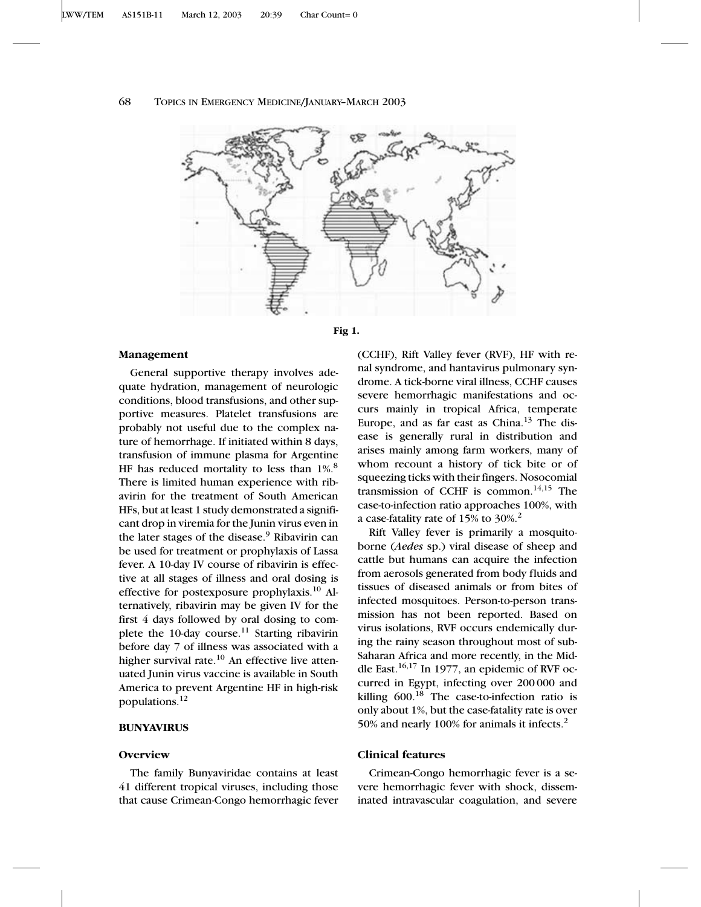Fig 1.

### Management

General supportive therapy involves adequate hydration, management of neurologic conditions, blood transfusions, and other supportive measures. Platelet transfusions are probably not useful due to the complex nature of hemorrhage. If initiated within 8 days, transfusion of immune plasma for Argentine HF has reduced mortality to less than 1%.[8] There is limited human experience with ribavirin for the treatment of South American HFs, but at least 1 study demonstrated a significant drop in viremia for the Junin virus even in the later stages of the disease.[9] Ribavirin can be used for treatment or prophylaxis of Lassa fever. A 10-day IV course of ribavirin is effective at all stages of illness and oral dosing is effective for postexposure prophylaxis.[10] Alternatively, ribavirin may be given IV for the first 4 days followed by oral dosing to complete the 10-day course.[11] Starting ribavirin before day 7 of illness was associated with a higher survival rate.[10] An effective live attenuated Junin virus vaccine is available in South America to prevent Argentine HF in high-risk populations.[12]

## BUNYAVIRUS

### Overview

The family Bunyaviridae contains at least 41 different tropical viruses, including those that cause Crimean-Congo hemorrhagic fever (CCHF), Rift Valley fever (RVF), HF with renal syndrome, and hantavirus pulmonary syndrome. A tick-borne viral illness, CCHF causes severe hemorrhagic manifestations and occurs mainly in tropical Africa, temperate Europe, and as far east as China.[13] The disease is generally rural in distribution and arises mainly among farm workers, many of whom recount a history of tick bite or of squeezing ticks with their fingers. Nosocomial transmission of CCHF is common.[14,15] The case-to-infection ratio approaches 100%, with a case-fatality rate of 15% to 30%.[2]

Rift Valley fever is primarily a mosquito-borne (*Aedes* sp.) viral disease of sheep and cattle but humans can acquire the infection from aerosols generated from body fluids and tissues of diseased animals or from bites of infected mosquitoes. Person-to-person transmission has not been reported. Based on virus isolations, RVF occurs endemically during the rainy season throughout most of sub-Saharan Africa and more recently, in the Middle East.[16,17] In 1977, an epidemic of RVF occurred in Egypt, infecting over 200 000 and killing 600.[18] The case-to-infection ratio is only about 1%, but the case-fatality rate is over 50% and nearly 100% for animals it infects.[2]

### Clinical features

Crimean-Congo hemorrhagic fever is a severe hemorrhagic fever with shock, disseminated intravascular coagulation, and severe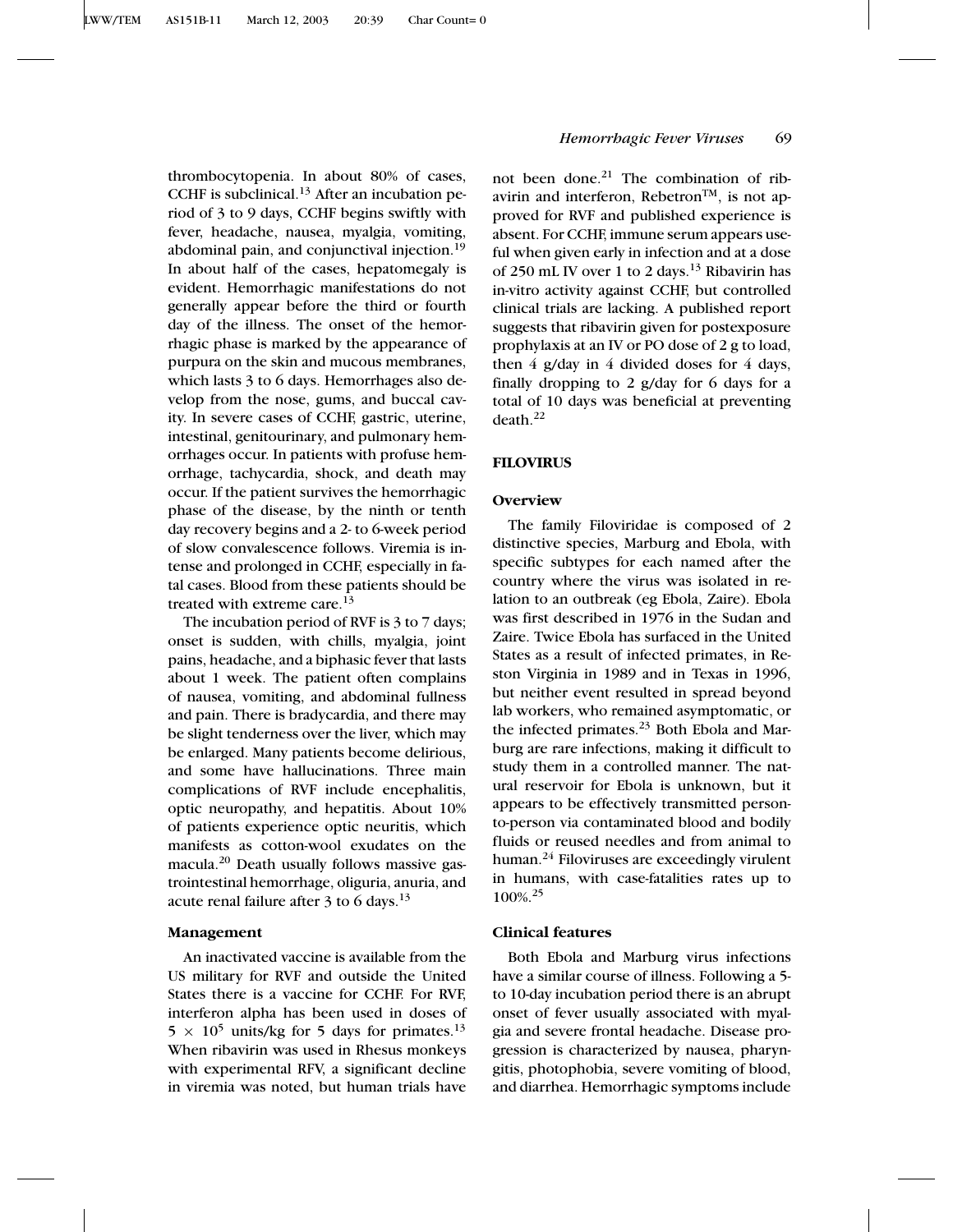thrombocytopenia. In about 80% of cases, CCHF is subclinical.[13] After an incubation period of 3 to 9 days, CCHF begins swiftly with fever, headache, nausea, myalgia, vomiting, abdominal pain, and conjunctival injection.[19] In about half of the cases, hepatomegaly is evident. Hemorrhagic manifestations do not generally appear before the third or fourth day of the illness. The onset of the hemorrhagic phase is marked by the appearance of purpura on the skin and mucous membranes, which lasts 3 to 6 days. Hemorrhages also develop from the nose, gums, and buccal cavity. In severe cases of CCHF, gastric, uterine, intestinal, genitourinary, and pulmonary hemorrhages occur. In patients with profuse hemorrhage, tachycardia, shock, and death may occur. If the patient survives the hemorrhagic phase of the disease, by the ninth or tenth day recovery begins and a 2- to 6-week period of slow convalescence follows. Viremia is intense and prolonged in CCHF, especially in fatal cases. Blood from these patients should be treated with extreme care.[13]

The incubation period of RVF is 3 to 7 days; onset is sudden, with chills, myalgia, joint pains, headache, and a biphasic fever that lasts about 1 week. The patient often complains of nausea, vomiting, and abdominal fullness and pain. There is bradycardia, and there may be slight tenderness over the liver, which may be enlarged. Many patients become delirious, and some have hallucinations. Three main complications of RVF include encephalitis, optic neuropathy, and hepatitis. About 10% of patients experience optic neuritis, which manifests as cotton-wool exudates on the macula.[20] Death usually follows massive gastrointestinal hemorrhage, oliguria, anuria, and acute renal failure after 3 to 6 days.[13]

### Management

An inactivated vaccine is available from the US military for RVF and outside the United States there is a vaccine for CCHF. For RVF, interferon alpha has been used in doses of $5 \times 10^5$ units/kg for 5 days for primates.[13] When ribavirin was used in Rhesus monkeys with experimental RFV, a significant decline in viremia was noted, but human trials have not been done.[21] The combination of ribavirin and interferon, Rebetron™, is not approved for RVF and published experience is absent. For CCHF, immune serum appears useful when given early in infection and at a dose of 250 mL IV over 1 to 2 days.[13] Ribavirin has in-vitro activity against CCHF, but controlled clinical trials are lacking. A published report suggests that ribavirin given for postexposure prophylaxis at an IV or PO dose of 2 g to load, then 4 g/day in 4 divided doses for 4 days, finally dropping to 2 g/day for 6 days for a total of 10 days was beneficial at preventing death.[22]

## FILOVIRUS

### Overview

The family Filoviridae is composed of 2 distinctive species, Marburg and Ebola, with specific subtypes for each named after the country where the virus was isolated in relation to an outbreak (eg Ebola, Zaire). Ebola was first described in 1976 in the Sudan and Zaire. Twice Ebola has surfaced in the United States as a result of infected primates, in Reston Virginia in 1989 and in Texas in 1996, but neither event resulted in spread beyond lab workers, who remained asymptomatic, or the infected primates.[23] Both Ebola and Marburg are rare infections, making it difficult to study them in a controlled manner. The natural reservoir for Ebola is unknown, but it appears to be effectively transmitted person-to-person via contaminated blood and bodily fluids or reused needles and from animal to human.[24] Filoviruses are exceedingly virulent in humans, with case-fatalities rates up to 100%.[25]

### Clinical features

Both Ebola and Marburg virus infections have a similar course of illness. Following a 5- to 10-day incubation period there is an abrupt onset of fever usually associated with myalgia and severe frontal headache. Disease progression is characterized by nausea, pharyngitis, photophobia, severe vomiting of blood, and diarrhea. Hemorrhagic symptoms include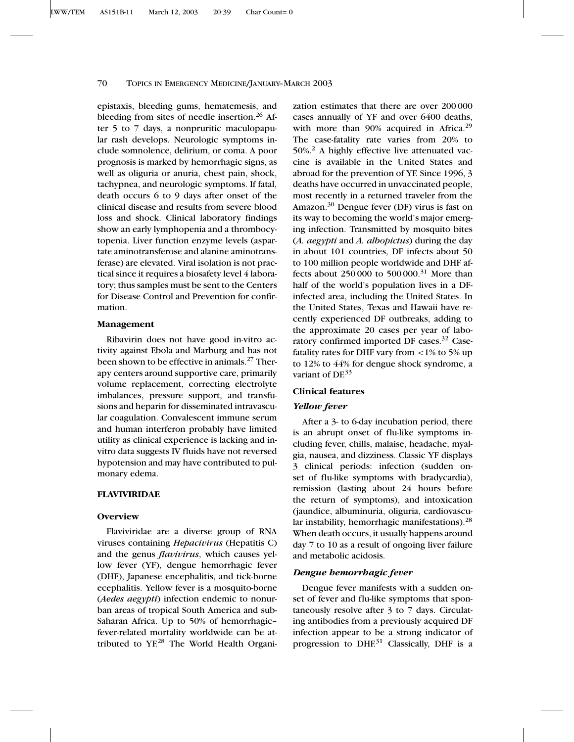epistaxis, bleeding gums, hematemesis, and bleeding from sites of needle insertion.[26] After 5 to 7 days, a nonpruritic maculopapular rash develops. Neurologic symptoms include somnolence, delirium, or coma. A poor prognosis is marked by hemorrhagic signs, as well as oliguria or anuria, chest pain, shock, tachypnea, and neurologic symptoms. If fatal, death occurs 6 to 9 days after onset of the clinical disease and results from severe blood loss and shock. Clinical laboratory findings show an early lymphopenia and a thrombocytopenia. Liver function enzyme levels (aspartate aminotransferose and alanine aminotransferase) are elevated. Viral isolation is not practical since it requires a biosafety level 4 laboratory; thus samples must be sent to the Centers for Disease Control and Prevention for confirmation.

### Management

Ribavirin does not have good in-vitro activity against Ebola and Marburg and has not been shown to be effective in animals.[27] Therapy centers around supportive care, primarily volume replacement, correcting electrolyte imbalances, pressure support, and transfusions and heparin for disseminated intravascular coagulation. Convalescent immune serum and human interferon probably have limited utility as clinical experience is lacking and invitro data suggests IV fluids have not reversed hypotension and may have contributed to pulmonary edema.

## FLAVIVIRIDAE

### Overview

Flaviviridae are a diverse group of RNA viruses containing *Hepacivirus* (Hepatitis C) and the genus *flavivirus*, which causes yellow fever (YF), dengue hemorrhagic fever (DHF), Japanese encephalitis, and tick-borne ecephalitis. Yellow fever is a mosquito-borne (*Aedes aegypti*) infection endemic to nonurban areas of tropical South America and sub-Saharan Africa. Up to 50% of hemorrhagic–fever-related mortality worldwide can be attributed to YF.[28] The World Health Organization estimates that there are over 200 000 cases annually of YF and over 6400 deaths, with more than 90% acquired in Africa.[29] The case-fatality rate varies from 20% to 50%.[2] A highly effective live attenuated vaccine is available in the United States and abroad for the prevention of YF. Since 1996, 3 deaths have occurred in unvaccinated people, most recently in a returned traveler from the Amazon.[30] Dengue fever (DF) virus is fast on its way to becoming the world's major emerging infection. Transmitted by mosquito bites (*A. aegypti* and *A. albopictus*) during the day in about 101 countries, DF infects about 50 to 100 million people worldwide and DHF affects about 250 000 to 500 000.[31] More than half of the world's population lives in a DF-infected area, including the United States. In the United States, Texas and Hawaii have recently experienced DF outbreaks, adding to the approximate 20 cases per year of laboratory confirmed imported DF cases.[32] Case-fatality rates for DHF vary from <1% to 5% up to 12% to 44% for dengue shock syndrome, a variant of DF.[33]

### Clinical features

#### *Yellow fever*

After a 3- to 6-day incubation period, there is an abrupt onset of flu-like symptoms including fever, chills, malaise, headache, myalgia, nausea, and dizziness. Classic YF displays 3 clinical periods: infection (sudden onset of flu-like symptoms with bradycardia), remission (lasting about 24 hours before the return of symptoms), and intoxication (jaundice, albuminuria, oliguria, cardiovascular instability, hemorrhagic manifestations).[28] When death occurs, it usually happens around day 7 to 10 as a result of ongoing liver failure and metabolic acidosis.

#### *Dengue hemorrhagic fever*

Dengue fever manifests with a sudden onset of fever and flu-like symptoms that spontaneously resolve after 3 to 7 days. Circulating antibodies from a previously acquired DF infection appear to be a strong indicator of progression to DHF.[31] Classically, DHF is a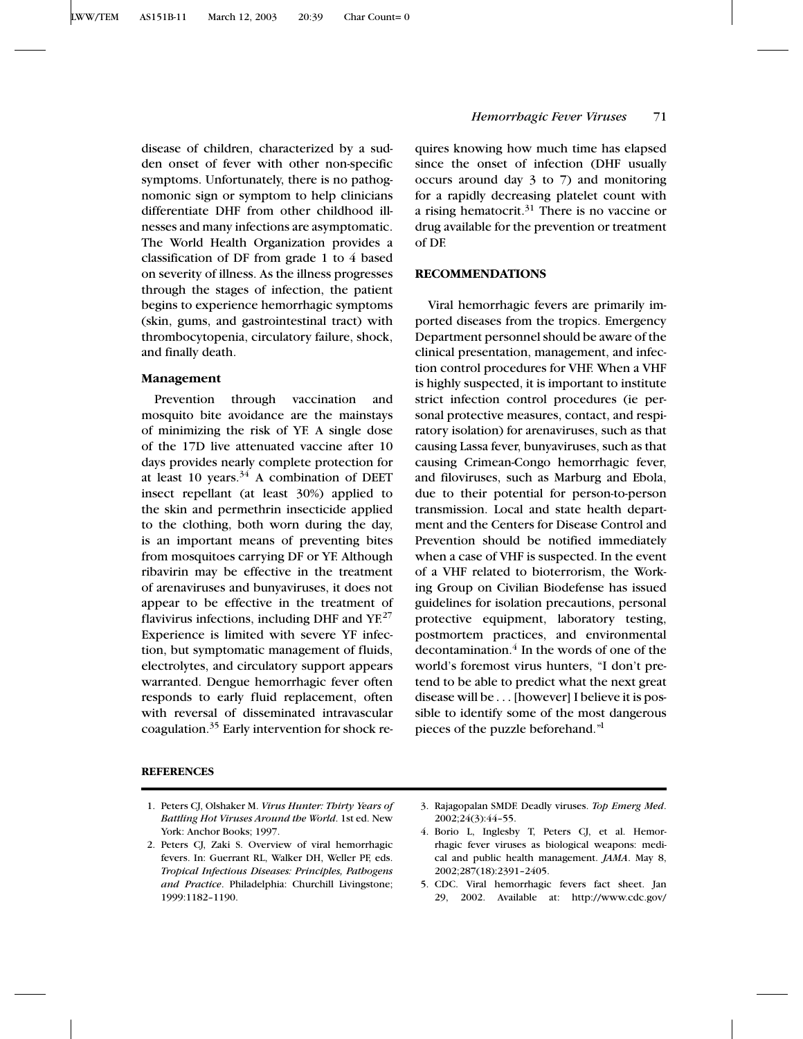disease of children, characterized by a sudden onset of fever with other non-specific symptoms. Unfortunately, there is no pathognomonic sign or symptom to help clinicians differentiate DHF from other childhood illnesses and many infections are asymptomatic. The World Health Organization provides a classification of DF from grade 1 to 4 based on severity of illness. As the illness progresses through the stages of infection, the patient begins to experience hemorrhagic symptoms (skin, gums, and gastrointestinal tract) with thrombocytopenia, circulatory failure, shock, and finally death.

### Management

Prevention through vaccination and mosquito bite avoidance are the mainstays of minimizing the risk of YF. A single dose of the 17D live attenuated vaccine after 10 days provides nearly complete protection for at least 10 years.[34] A combination of DEET insect repellant (at least 30%) applied to the skin and permethrin insecticide applied to the clothing, both worn during the day, is an important means of preventing bites from mosquitoes carrying DF or YF. Although ribavirin may be effective in the treatment of arenaviruses and bunyaviruses, it does not appear to be effective in the treatment of flavivirus infections, including DHF and YF.[27] Experience is limited with severe YF infection, but symptomatic management of fluids, electrolytes, and circulatory support appears warranted. Dengue hemorrhagic fever often responds to early fluid replacement, often with reversal of disseminated intravascular coagulation.[35] Early intervention for shock requires knowing how much time has elapsed since the onset of infection (DHF usually occurs around day 3 to 7) and monitoring for a rapidly decreasing platelet count with a rising hematocrit.[31] There is no vaccine or drug available for the prevention or treatment of DF.

## RECOMMENDATIONS

Viral hemorrhagic fevers are primarily imported diseases from the tropics. Emergency Department personnel should be aware of the clinical presentation, management, and infection control procedures for VHF. When a VHF is highly suspected, it is important to institute strict infection control procedures (ie personal protective measures, contact, and respiratory isolation) for arenaviruses, such as that causing Lassa fever, bunyaviruses, such as that causing Crimean-Congo hemorrhagic fever, and filoviruses, such as Marburg and Ebola, due to their potential for person-to-person transmission. Local and state health department and the Centers for Disease Control and Prevention should be notified immediately when a case of VHF is suspected. In the event of a VHF related to bioterrorism, the Working Group on Civilian Biodefense has issued guidelines for isolation precautions, personal protective equipment, laboratory testing, postmortem practices, and environmental decontamination.[4] In the words of one of the world's foremost virus hunters, "I don't pretend to be able to predict what the next great disease will be . . . [however] I believe it is possible to identify some of the most dangerous pieces of the puzzle beforehand."[1]

## REFERENCES

1. Peters CJ, Olshaker M. *Virus Hunter: Thirty Years of Battling Hot Viruses Around the World*. 1st ed. New York: Anchor Books; 1997.
2. Peters CJ, Zaki S. Overview of viral hemorrhagic fevers. In: Guerrant RL, Walker DH, Weller PF, eds. *Tropical Infectious Diseases: Principles, Pathogens and Practice*. Philadelphia: Churchill Livingstone; 1999:1182–1190.
3. Rajagopalan SMDF. Deadly viruses. *Top Emerg Med*. 2002;24(3):44–55.
4. Borio L, Inglesby T, Peters CJ, et al. Hemorrhagic fever viruses as biological weapons: medical and public health management. *JAMA*. May 8, 2002;287(18):2391–2405.
5. CDC. Viral hemorrhagic fevers fact sheet. Jan 29, 2002. Available at: http://www.cdc.gov/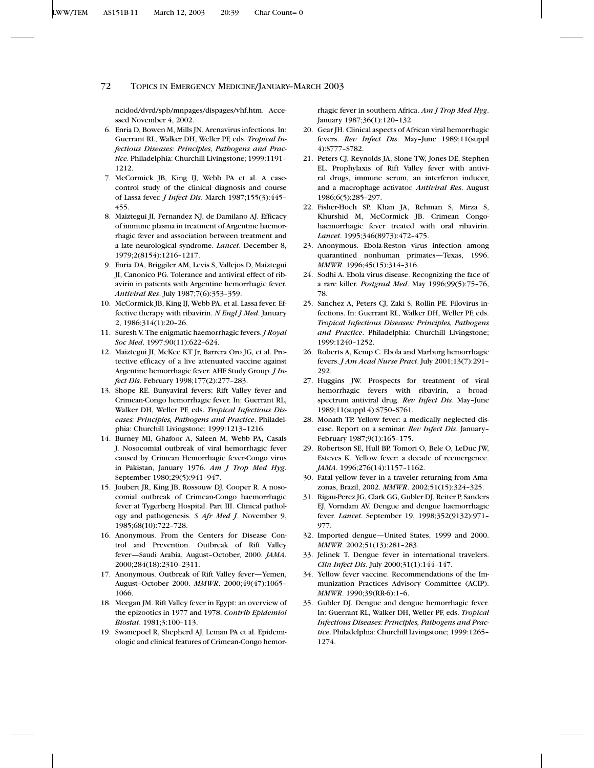ncidod/dvrd/spb/mnpages/dispages/vhf.htm. Accessed November 4, 2002.

6. Enria D, Bowen M, Mills JN. Arenavirus infections. In: Guerrant RL, Walker DH, Weller PF, eds. *Tropical Infectious Diseases: Principles, Pathogens and Practice*. Philadelphia: Churchill Livingstone; 1999:1191–1212.
7. McCormick JB, King IJ, Webb PA et al. A case-control study of the clinical diagnosis and course of Lassa fever. *J Infect Dis*. March 1987;155(3):445–455.
8. Maiztegui JI, Fernandez NJ, de Damilano AJ. Efficacy of immune plasma in treatment of Argentine haemorrhagic fever and association between treatment and a late neurological syndrome. *Lancet*. December 8, 1979;2(8154):1216–1217.
9. Enria DA, Briggiler AM, Levis S, Vallejos D, Maiztegui JI, Canonico PG. Tolerance and antiviral effect of ribavirin in patients with Argentine hemorrhagic fever. *Antiviral Res*. July 1987;7(6):353–359.
10. McCormick JB, King IJ, Webb PA, et al. Lassa fever. Effective therapy with ribavirin. *N Engl J Med*. January 2, 1986;314(1):20–26.
11. Suresh V. The enigmatic haemorrhagic fevers. *J Royal Soc Med*. 1997;90(11):622–624.
12. Maiztegui JI, McKee KT Jr, Barrera Oro JG, et al. Protective efficacy of a live attenuated vaccine against Argentine hemorrhagic fever. AHF Study Group. *J Infect Dis*. February 1998;177(2):277–283.
13. Shope RE. Bunyaviral fevers: Rift Valley fever and Crimean-Congo hemorrhagic fever. In: Guerrant RL, Walker DH, Weller PF, eds. *Tropical Infectious Diseases: Principles, Pathogens and Practice*. Philadelphia: Churchill Livingstone; 1999:1213–1216.
14. Burney MI, Ghafoor A, Saleen M, Webb PA, Casals J. Nosocomial outbreak of viral hemorrhagic fever caused by Crimean Hemorrhagic fever-Congo virus in Pakistan, January 1976. *Am J Trop Med Hyg*. September 1980;29(5):941–947.
15. Joubert JR, King JB, Rossouw DJ, Cooper R. A nosocomial outbreak of Crimean-Congo haemorrhagic fever at Tygerberg Hospital. Part III. Clinical pathology and pathogenesis. *S Afr Med J*. November 9, 1985;68(10):722–728.
16. Anonymous. From the Centers for Disease Control and Prevention. Outbreak of Rift Valley fever—Saudi Arabia, August–October, 2000. *JAMA*. 2000;284(18):2310–2311.
17. Anonymous. Outbreak of Rift Valley fever—Yemen, August–October 2000. *MMWR*. 2000;49(47):1065–1066.
18. Meegan JM. Rift Valley fever in Egypt: an overview of the epizootics in 1977 and 1978. *Contrib Epidemiol Biostat*. 1981;3:100–113.
19. Swanepoel R, Shepherd AJ, Leman PA et al. Epidemiologic and clinical features of Crimean-Congo hemorrhagic fever in southern Africa. *Am J Trop Med Hyg*. January 1987;36(1):120–132.
20. Gear JH. Clinical aspects of African viral hemorrhagic fevers. *Rev Infect Dis*. May–June 1989;11(suppl 4):S777–S782.
21. Peters CJ, Reynolds JA, Slone TW, Jones DE, Stephen EL. Prophylaxis of Rift Valley fever with antiviral drugs, immune serum, an interferon inducer, and a macrophage activator. *Antiviral Res*. August 1986;6(5):285–297.
22. Fisher-Hoch SP, Khan JA, Rehman S, Mirza S, Khurshid M, McCormick JB. Crimean Congo-haemorrhagic fever treated with oral ribavirin. *Lancet*. 1995;346(8973):472–475.
23. Anonymous. Ebola-Reston virus infection among quarantined nonhuman primates—Texas, 1996. *MMWR*. 1996;45(15):314–316.
24. Sodhi A. Ebola virus disease. Recognizing the face of a rare killer. *Postgrad Med*. May 1996;99(5):75–76, 78.
25. Sanchez A, Peters CJ, Zaki S, Rollin PE. Filovirus infections. In: Guerrant RL, Walker DH, Weller PF, eds. *Tropical Infectious Diseases: Principles, Pathogens and Practice*. Philadelphia: Churchill Livingstone; 1999:1240–1252.
26. Roberts A, Kemp C. Ebola and Marburg hemorrhagic fevers. *J Am Acad Nurse Pract*. July 2001;13(7):291–292.
27. Huggins JW. Prospects for treatment of viral hemorrhagic fevers with ribavirin, a broad-spectrum antiviral drug. *Rev Infect Dis*. May–June 1989;11(suppl 4):S750–S761.
28. Monath TP. Yellow fever: a medically neglected disease. Report on a seminar. *Rev Infect Dis*. January–February 1987;9(1):165–175.
29. Robertson SE, Hull BP, Tomori O, Bele O, LeDuc JW, Esteves K. Yellow fever: a decade of reemergence. *JAMA*. 1996;276(14):1157–1162.
30. Fatal yellow fever in a traveler returning from Amazonas, Brazil, 2002. *MMWR*. 2002;51(15):324–325.
31. Rigau-Perez JG, Clark GG, Gubler DJ, Reiter P, Sanders EJ, Vorndam AV. Dengue and dengue haemorrhagic fever. *Lancet*. September 19, 1998;352(9132):971–977.
32. Imported dengue—United States, 1999 and 2000. *MMWR*. 2002;51(13):281–283.
33. Jelinek T. Dengue fever in international travelers. *Clin Infect Dis*. July 2000;31(1):144–147.
34. Yellow fever vaccine. Recommendations of the Immunization Practices Advisory Committee (ACIP). *MMWR*. 1990;39(RR-6):1–6.
35. Gubler DJ. Dengue and dengue hemorrhagic fever. In: Guerrant RL, Walker DH, Weller PF, eds. *Tropical Infectious Diseases: Principles, Pathogens and Practice*. Philadelphia: Churchill Livingstone; 1999:1265–1274.